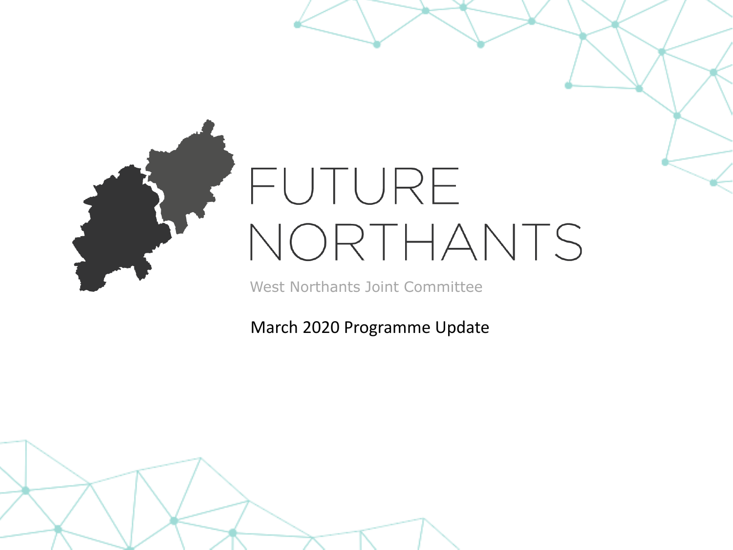# FUTURE NORTHANTS

West Northants Joint Committee

March 2020 Programme Update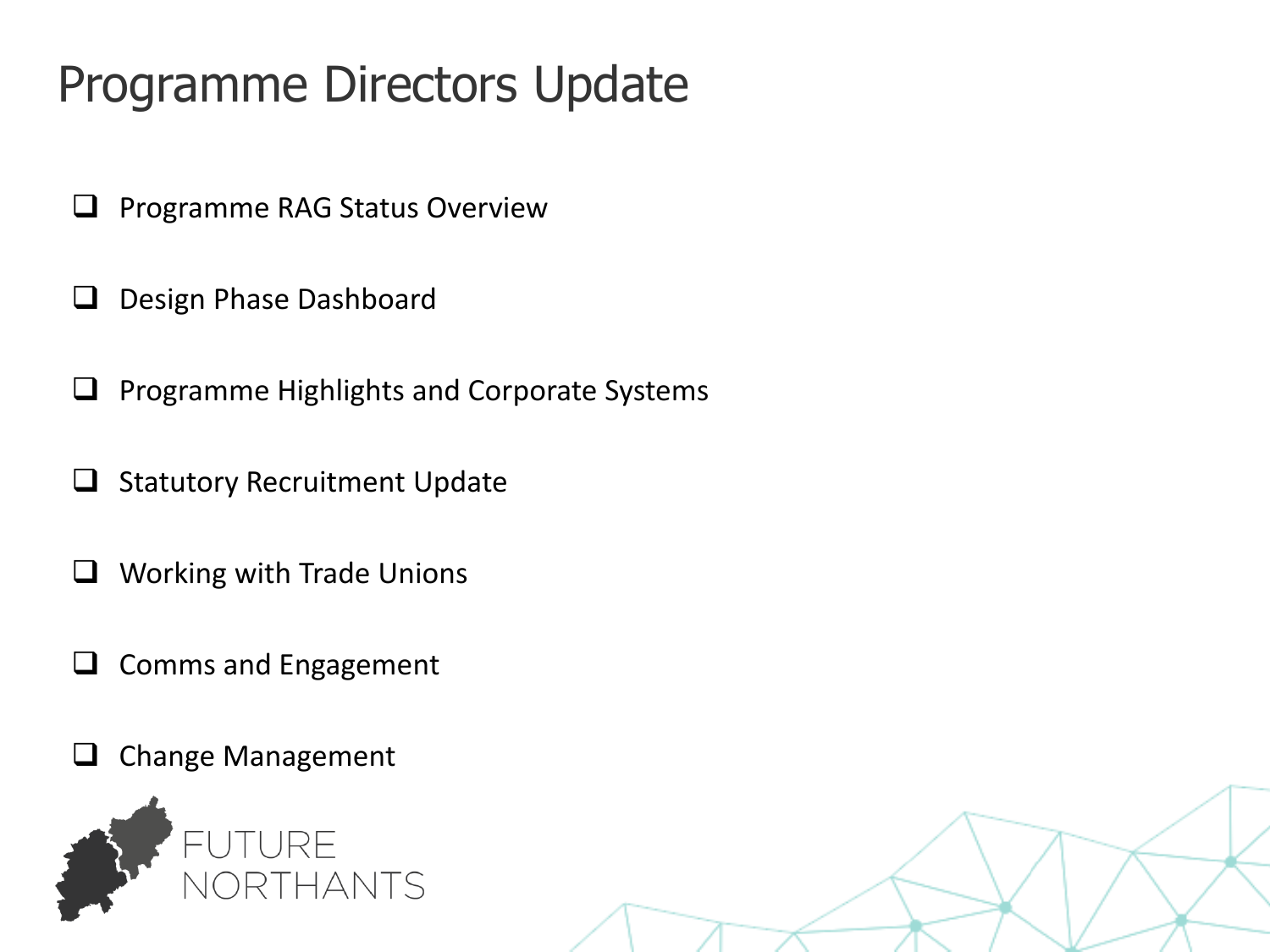# Programme Directors Update

- Programme RAG Status Overview
- Design Phase Dashboard
- Programme Highlights and Corporate Systems
- Statutory Recruitment Update
- Working with Trade Unions
- Comms and Engagement
- Change Management

FUTURE NORTHANTS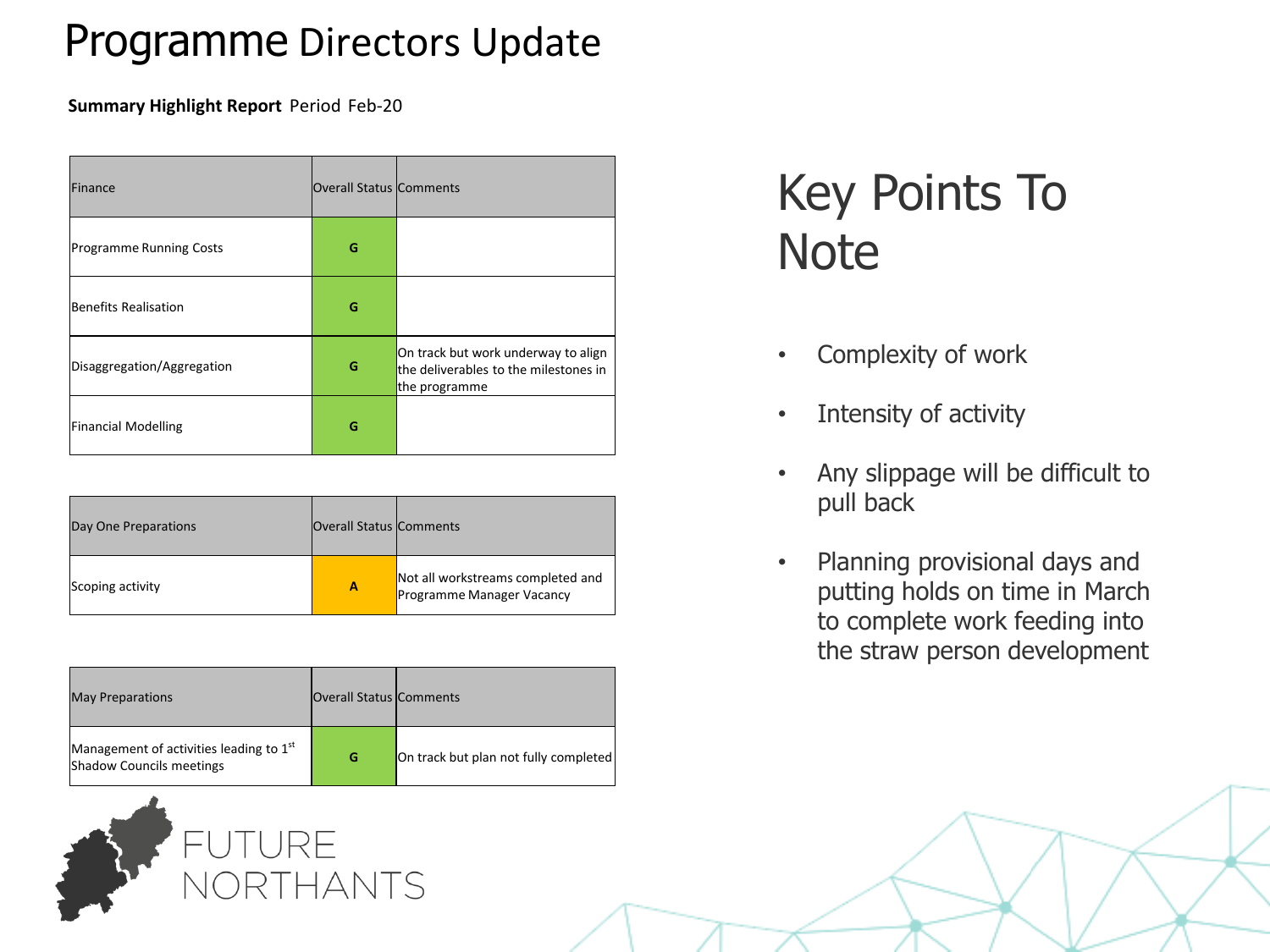# Programme Directors Update

**Summary Highlight Report** Period Feb-20

| Finance | Overall Status | Comments |
| --- | --- | --- |
| Programme Running Costs | G | |
| Benefits Realisation | G | |
| Disaggregation/Aggregation | G | On track but work underway to align the deliverables to the milestones in the programme |
| Financial Modelling | G | |

| Day One Preparations | Overall Status | Comments |
| --- | --- | --- |
| Scoping activity | A | Not all workstreams completed and Programme Manager Vacancy |

| May Preparations | Overall Status | Comments |
| --- | --- | --- |
| Management of activities leading to 1st Shadow Councils meetings | G | On track but plan not fully completed |

FUTURE NORTHANTS

## Key Points To Note

- Complexity of work
- Intensity of activity
- Any slippage will be difficult to pull back
- Planning provisional days and putting holds on time in March to complete work feeding into the straw person development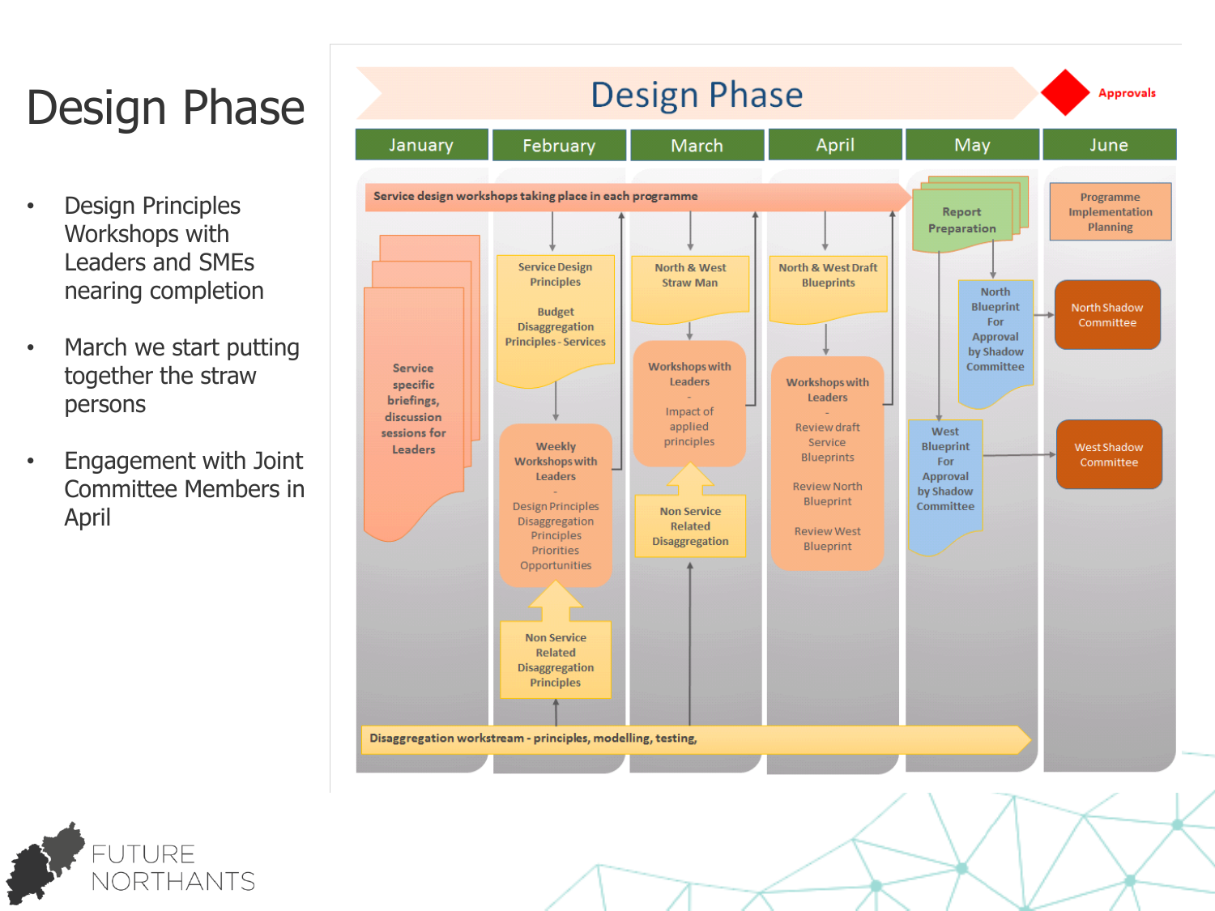# Design Phase

- Design Principles Workshops with Leaders and SMEs nearing completion
- March we start putting together the straw persons
- Engagement with Joint Committee Members in April

## Design Phase

Approvals

| January | February | March | April | May | June |
|---|---|---|---|---|---|

Service design workshops taking place in each programme

- **January:** Service specific briefings, discussion sessions for Leaders
- **February:** Service Design Principles; Budget Disaggregation Principles - Services → Weekly Workshops with Leaders - Design Principles, Disaggregation Principles, Priorities, Opportunities ← Non Service Related Disaggregation Principles
- **March:** North & West Straw Man → Workshops with Leaders - Impact of applied principles ← Non Service Related Disaggregation
- **April:** North & West Draft Blueprints → Workshops with Leaders - Review draft Service Blueprints, Review North Blueprint, Review West Blueprint
- **May:** Report Preparation → North Blueprint For Approval by Shadow Committee → North Shadow Committee; West Blueprint For Approval by Shadow Committee → West Shadow Committee
- **June:** Programme Implementation Planning

Disaggregation workstream - principles, modelling, testing,

FUTURE NORTHANTS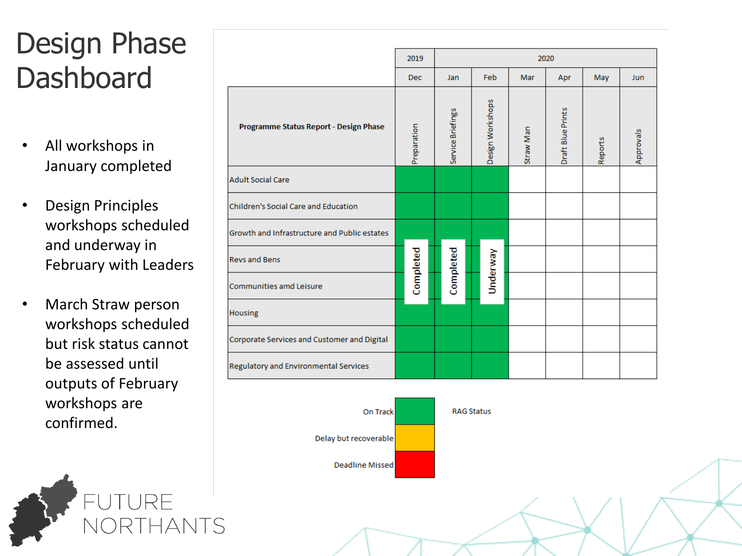# Design Phase Dashboard

- All workshops in January completed
- Design Principles workshops scheduled and underway in February with Leaders
- March Straw person workshops scheduled but risk status cannot be assessed until outputs of February workshops are confirmed.

| | 2019 | 2020 | | | | | |
|---|---|---|---|---|---|---|---|
| | Dec | Jan | Feb | Mar | Apr | May | Jun |
| **Programme Status Report - Design Phase** | Preparation | Service Briefings | Design Workshops | Straw Man | Draft Blue Prints | Reports | Approvals |
| Adult Social Care | Green | Green | Green | | | | |
| Children's Social Care and Education | Green | Green | Green | | | | |
| Growth and Infrastructure and Public estates | Green | Green | Green | | | | |
| Revs and Bens | Completed | Completed | Underway | | | | |
| Communities amd Leisure | Green | Green | Green | | | | |
| Housing | Green | Green | Green | | | | |
| Corporate Services and Customer and Digital | Green | Green | Green | | | | |
| Regulatory and Environmental Services | Green | Green | Green | | | | |

RAG Status

| Status | Colour |
|---|---|
| On Track | Green |
| Delay but recoverable | Amber |
| Deadline Missed | Red |

FUTURE NORTHANTS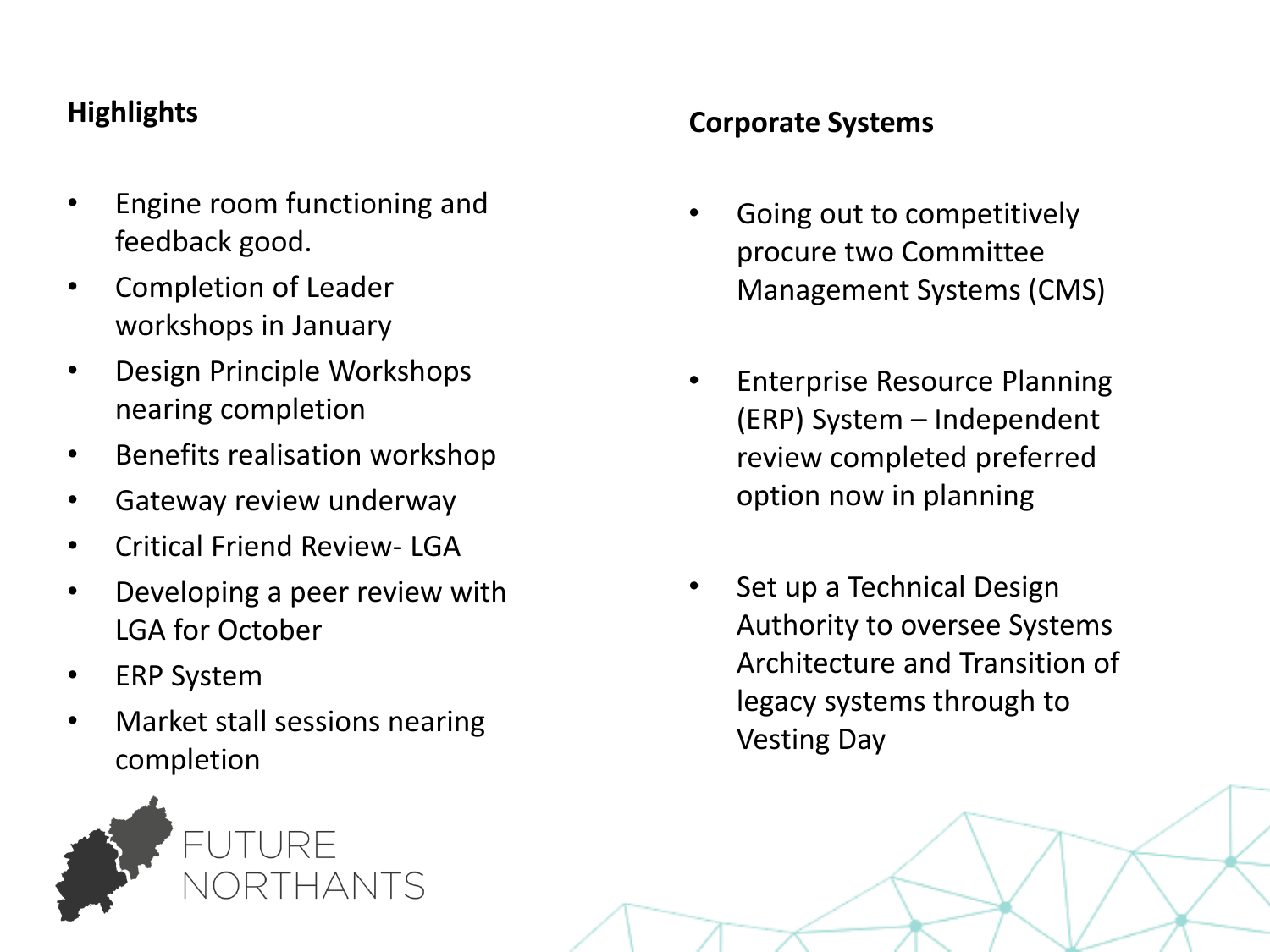## Highlights

- Engine room functioning and feedback good.
- Completion of Leader workshops in January
- Design Principle Workshops nearing completion
- Benefits realisation workshop
- Gateway review underway
- Critical Friend Review- LGA
- Developing a peer review with LGA for October
- ERP System
- Market stall sessions nearing completion

## Corporate Systems

- Going out to competitively procure two Committee Management Systems (CMS)
- Enterprise Resource Planning (ERP) System – Independent review completed preferred option now in planning
- Set up a Technical Design Authority to oversee Systems Architecture and Transition of legacy systems through to Vesting Day

FUTURE NORTHANTS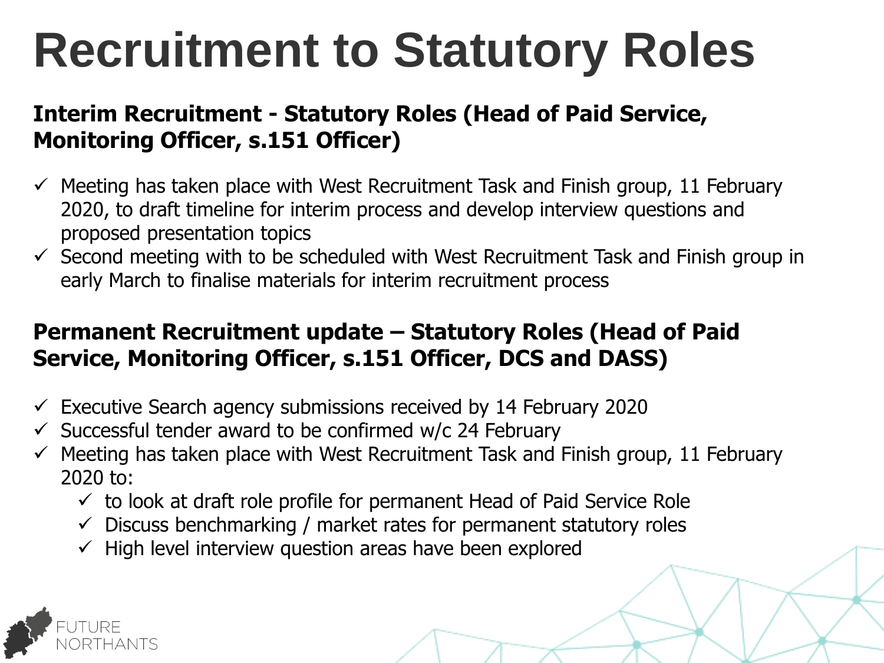# Recruitment to Statutory Roles

### Interim Recruitment - Statutory Roles (Head of Paid Service, Monitoring Officer, s.151 Officer)

- ✓ Meeting has taken place with West Recruitment Task and Finish group, 11 February 2020, to draft timeline for interim process and develop interview questions and proposed presentation topics
- ✓ Second meeting with to be scheduled with West Recruitment Task and Finish group in early March to finalise materials for interim recruitment process

### Permanent Recruitment update – Statutory Roles (Head of Paid Service, Monitoring Officer, s.151 Officer, DCS and DASS)

- ✓ Executive Search agency submissions received by 14 February 2020
- ✓ Successful tender award to be confirmed w/c 24 February
- ✓ Meeting has taken place with West Recruitment Task and Finish group, 11 February 2020 to:
  - ✓ to look at draft role profile for permanent Head of Paid Service Role
  - ✓ Discuss benchmarking / market rates for permanent statutory roles
  - ✓ High level interview question areas have been explored

FUTURE NORTHANTS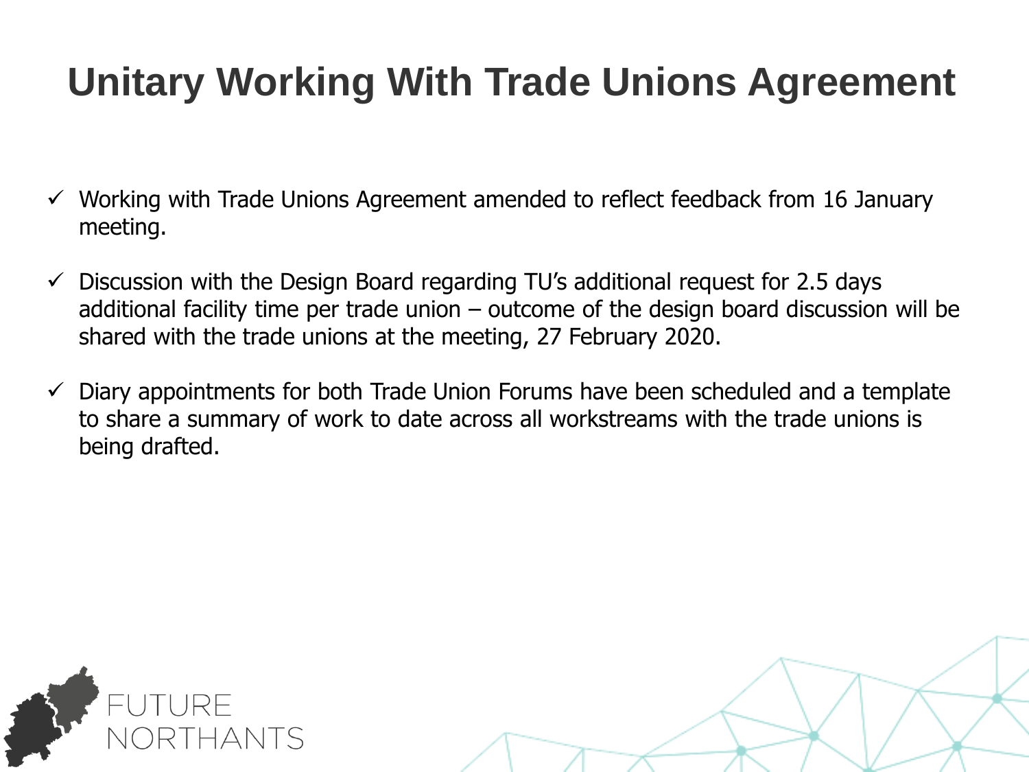# Unitary Working With Trade Unions Agreement

- ✓ Working with Trade Unions Agreement amended to reflect feedback from 16 January meeting.
- ✓ Discussion with the Design Board regarding TU's additional request for 2.5 days additional facility time per trade union – outcome of the design board discussion will be shared with the trade unions at the meeting, 27 February 2020.
- ✓ Diary appointments for both Trade Union Forums have been scheduled and a template to share a summary of work to date across all workstreams with the trade unions is being drafted.

FUTURE NORTHANTS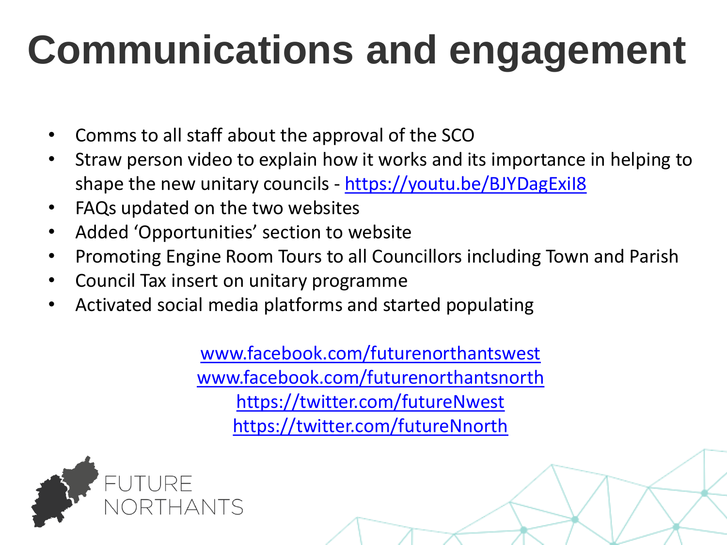# Communications and engagement

- Comms to all staff about the approval of the SCO
- Straw person video to explain how it works and its importance in helping to shape the new unitary councils - https://youtu.be/BJYDagExiI8
- FAQs updated on the two websites
- Added 'Opportunities' section to website
- Promoting Engine Room Tours to all Councillors including Town and Parish
- Council Tax insert on unitary programme
- Activated social media platforms and started populating

www.facebook.com/futurenorthantswest
www.facebook.com/futurenorthantsnorth
https://twitter.com/futureNwest
https://twitter.com/futureNnorth

FUTURE NORTHANTS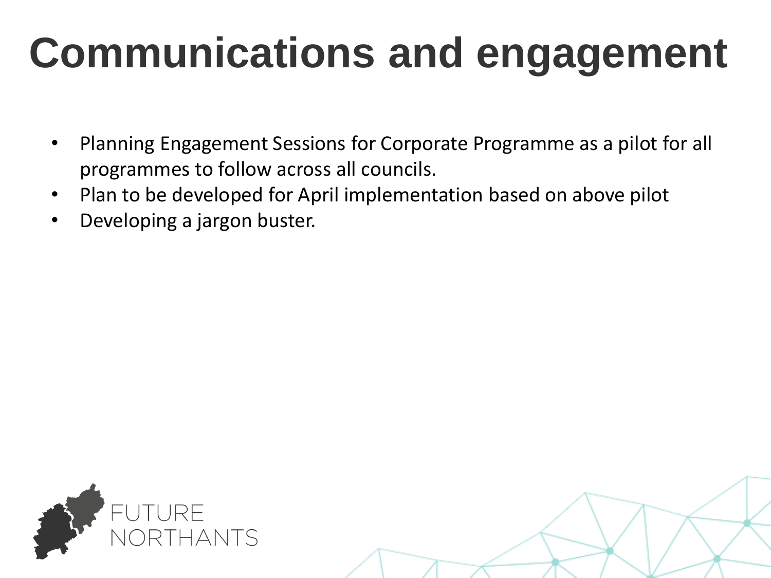# Communications and engagement

- Planning Engagement Sessions for Corporate Programme as a pilot for all programmes to follow across all councils.
- Plan to be developed for April implementation based on above pilot
- Developing a jargon buster.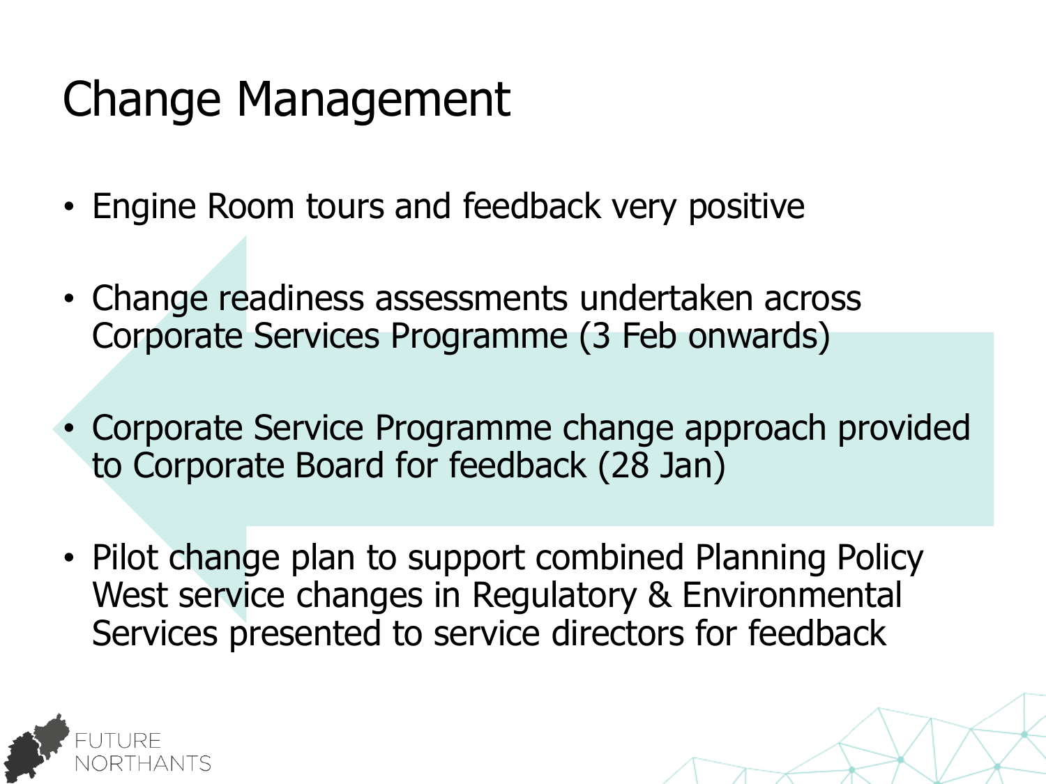# Change Management

- Engine Room tours and feedback very positive
- Change readiness assessments undertaken across Corporate Services Programme (3 Feb onwards)
- Corporate Service Programme change approach provided to Corporate Board for feedback (28 Jan)
- Pilot change plan to support combined Planning Policy West service changes in Regulatory & Environmental Services presented to service directors for feedback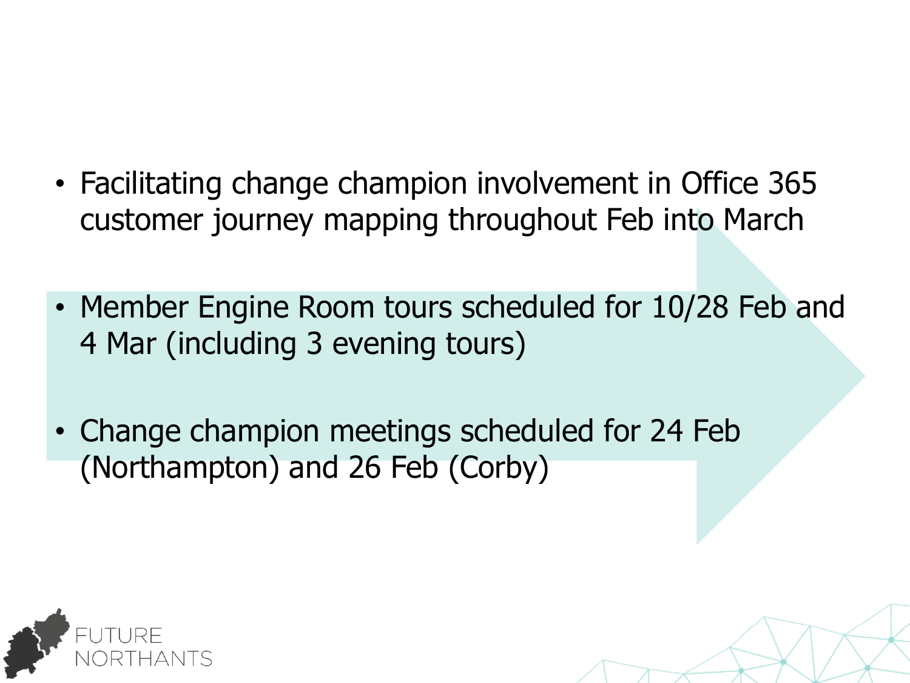- Facilitating change champion involvement in Office 365 customer journey mapping throughout Feb into March
- Member Engine Room tours scheduled for 10/28 Feb and 4 Mar (including 3 evening tours)
- Change champion meetings scheduled for 24 Feb (Northampton) and 26 Feb (Corby)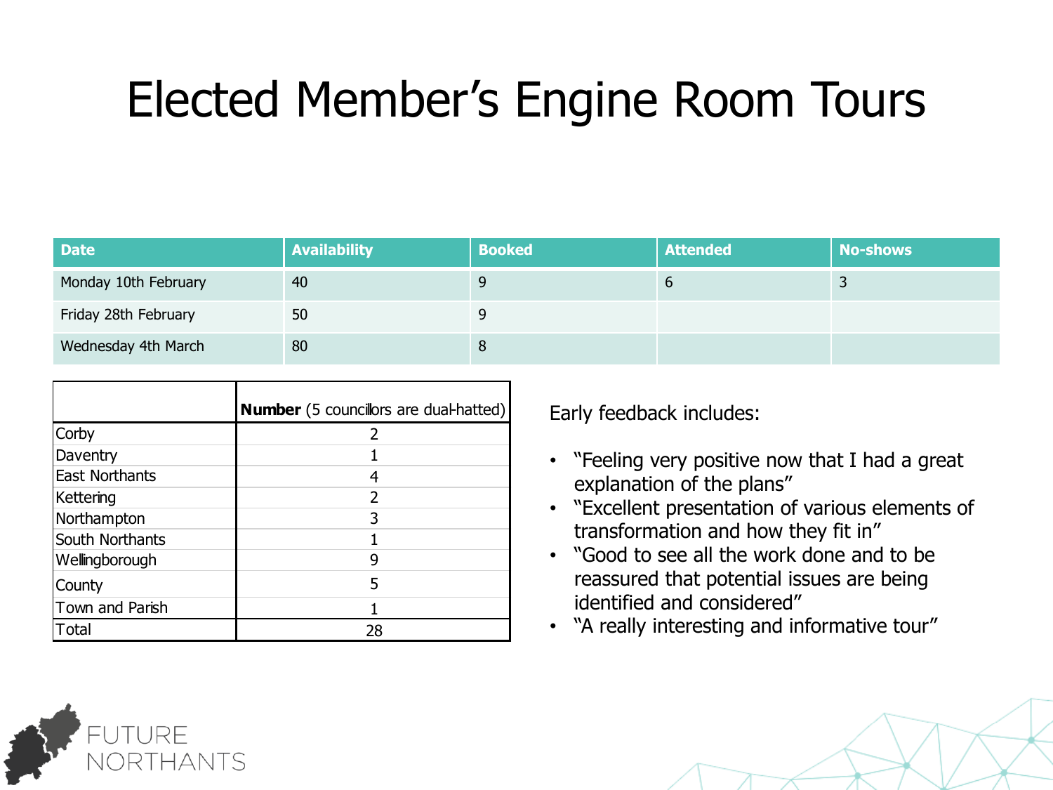# Elected Member's Engine Room Tours

| Date | Availability | Booked | Attended | No-shows |
|---|---|---|---|---|
| Monday 10th February | 40 | 9 | 6 | 3 |
| Friday 28th February | 50 | 9 | | |
| Wednesday 4th March | 80 | 8 | | |

| | **Number** (5 councillors are dual-hatted) |
|---|---|
| Corby | 2 |
| Daventry | 1 |
| East Northants | 4 |
| Kettering | 2 |
| Northampton | 3 |
| South Northants | 1 |
| Wellingborough | 9 |
| County | 5 |
| Town and Parish | 1 |
| Total | 28 |

Early feedback includes:

- "Feeling very positive now that I had a great explanation of the plans"
- "Excellent presentation of various elements of transformation and how they fit in"
- "Good to see all the work done and to be reassured that potential issues are being identified and considered"
- "A really interesting and informative tour"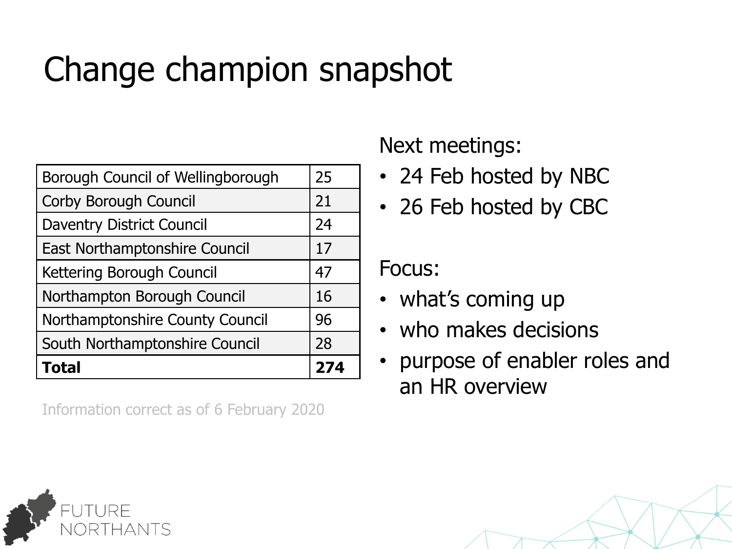# Change champion snapshot

| Council | Count |
|---|---|
| Borough Council of Wellingborough | 25 |
| Corby Borough Council | 21 |
| Daventry District Council | 24 |
| East Northamptonshire Council | 17 |
| Kettering Borough Council | 47 |
| Northampton Borough Council | 16 |
| Northamptonshire County Council | 96 |
| South Northamptonshire Council | 28 |
| **Total** | **274** |

Information correct as of 6 February 2020

Next meetings:

- 24 Feb hosted by NBC
- 26 Feb hosted by CBC

Focus:

- what's coming up
- who makes decisions
- purpose of enabler roles and an HR overview

FUTURE NORTHANTS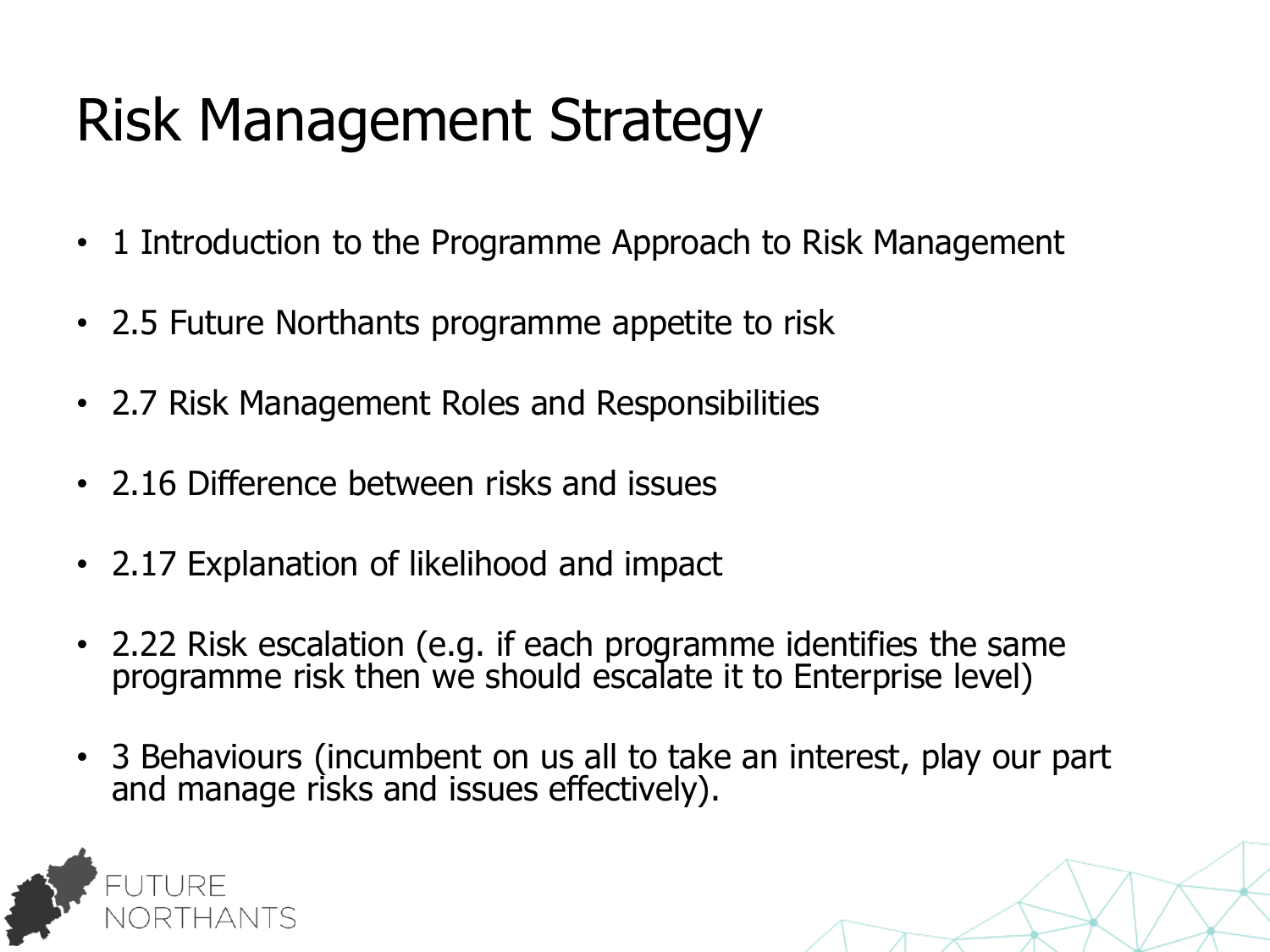# Risk Management Strategy

- 1 Introduction to the Programme Approach to Risk Management
- 2.5 Future Northants programme appetite to risk
- 2.7 Risk Management Roles and Responsibilities
- 2.16 Difference between risks and issues
- 2.17 Explanation of likelihood and impact
- 2.22 Risk escalation (e.g. if each programme identifies the same programme risk then we should escalate it to Enterprise level)
- 3 Behaviours (incumbent on us all to take an interest, play our part and manage risks and issues effectively).